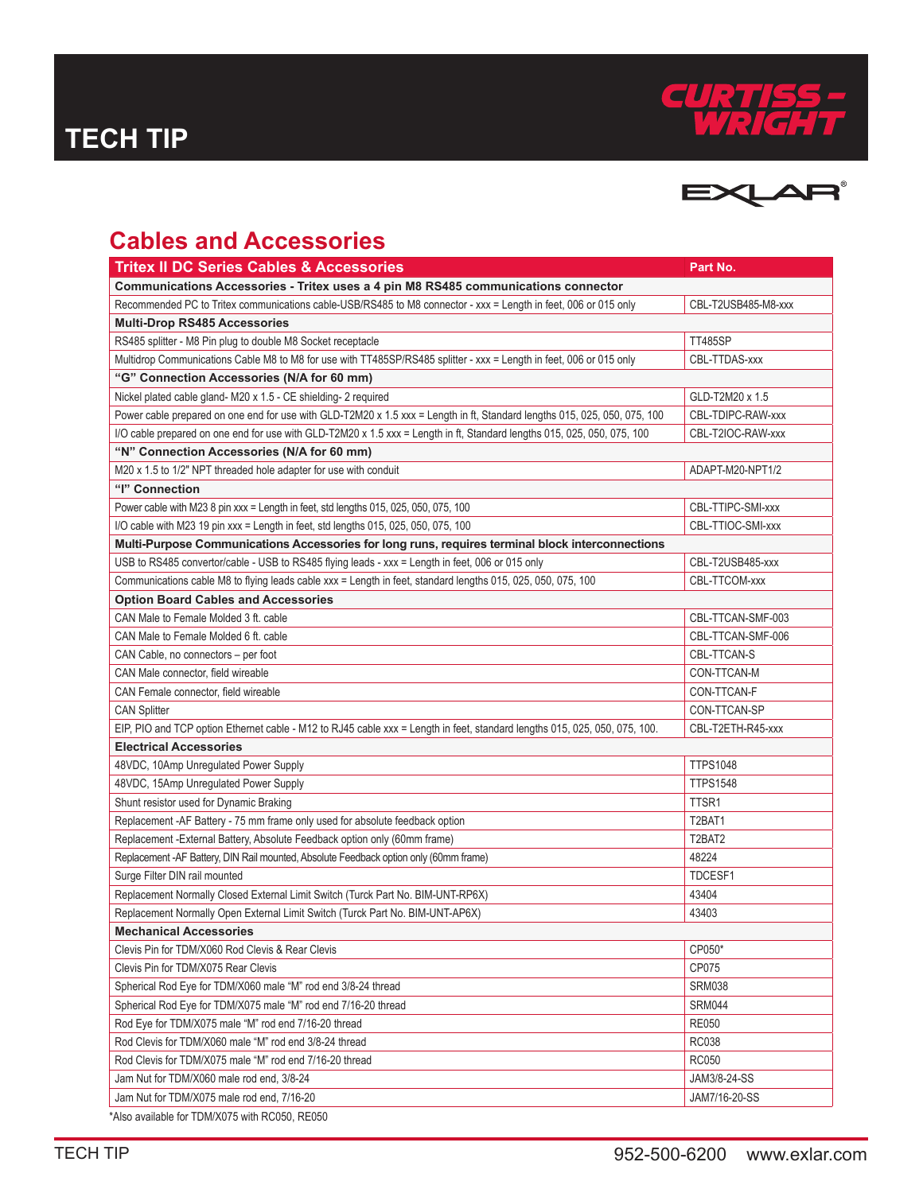# TECH TIP

## Cables and Accessories

| Tritex II DC Series Cables & Accessories | Part No. |
| --- | --- |
| **Communications Accessories - Tritex uses a 4 pin M8 RS485 communications connector** | |
| Recommended PC to Tritex communications cable-USB/RS485 to M8 connector - xxx = Length in feet, 006 or 015 only | CBL-T2USB485-M8-xxx |
| **Multi-Drop RS485 Accessories** | |
| RS485 splitter - M8 Pin plug to double M8 Socket receptacle | TT485SP |
| Multidrop Communications Cable M8 to M8 for use with TT485SP/RS485 splitter - xxx = Length in feet, 006 or 015 only | CBL-TTDAS-xxx |
| **"G" Connection Accessories (N/A for 60 mm)** | |
| Nickel plated cable gland- M20 x 1.5 - CE shielding- 2 required | GLD-T2M20 x 1.5 |
| Power cable prepared on one end for use with GLD-T2M20 x 1.5 xxx = Length in ft, Standard lengths 015, 025, 050, 075, 100 | CBL-TDIPC-RAW-xxx |
| I/O cable prepared on one end for use with GLD-T2M20 x 1.5 xxx = Length in ft, Standard lengths 015, 025, 050, 075, 100 | CBL-T2IOC-RAW-xxx |
| **"N" Connection Accessories (N/A for 60 mm)** | |
| M20 x 1.5 to 1/2" NPT threaded hole adapter for use with conduit | ADAPT-M20-NPT1/2 |
| **"I" Connection** | |
| Power cable with M23 8 pin xxx = Length in feet, std lengths 015, 025, 050, 075, 100 | CBL-TTIPC-SMI-xxx |
| I/O cable with M23 19 pin xxx = Length in feet, std lengths 015, 025, 050, 075, 100 | CBL-TTIOC-SMI-xxx |
| **Multi-Purpose Communications Accessories for long runs, requires terminal block interconnections** | |
| USB to RS485 convertor/cable - USB to RS485 flying leads - xxx = Length in feet, 006 or 015 only | CBL-T2USB485-xxx |
| Communications cable M8 to flying leads cable xxx = Length in feet, standard lengths 015, 025, 050, 075, 100 | CBL-TTCOM-xxx |
| **Option Board Cables and Accessories** | |
| CAN Male to Female Molded 3 ft. cable | CBL-TTCAN-SMF-003 |
| CAN Male to Female Molded 6 ft. cable | CBL-TTCAN-SMF-006 |
| CAN Cable, no connectors – per foot | CBL-TTCAN-S |
| CAN Male connector, field wireable | CON-TTCAN-M |
| CAN Female connector, field wireable | CON-TTCAN-F |
| CAN Splitter | CON-TTCAN-SP |
| EIP, PIO and TCP option Ethernet cable - M12 to RJ45 cable xxx = Length in feet, standard lengths 015, 025, 050, 075, 100. | CBL-T2ETH-R45-xxx |
| **Electrical Accessories** | |
| 48VDC, 10Amp Unregulated Power Supply | TTPS1048 |
| 48VDC, 15Amp Unregulated Power Supply | TTPS1548 |
| Shunt resistor used for Dynamic Braking | TTSR1 |
| Replacement -AF Battery - 75 mm frame only used for absolute feedback option | T2BAT1 |
| Replacement -External Battery, Absolute Feedback option only (60mm frame) | T2BAT2 |
| Replacement -AF Battery, DIN Rail mounted, Absolute Feedback option only (60mm frame) | 48224 |
| Surge Filter DIN rail mounted | TDCESF1 |
| Replacement Normally Closed External Limit Switch (Turck Part No. BIM-UNT-RP6X) | 43404 |
| Replacement Normally Open External Limit Switch (Turck Part No. BIM-UNT-AP6X) | 43403 |
| **Mechanical Accessories** | |
| Clevis Pin for TDM/X060 Rod Clevis & Rear Clevis | CP050* |
| Clevis Pin for TDM/X075 Rear Clevis | CP075 |
| Spherical Rod Eye for TDM/X060 male "M" rod end 3/8-24 thread | SRM038 |
| Spherical Rod Eye for TDM/X075 male "M" rod end 7/16-20 thread | SRM044 |
| Rod Eye for TDM/X075 male "M" rod end 7/16-20 thread | RE050 |
| Rod Clevis for TDM/X060 male "M" rod end 3/8-24 thread | RC038 |
| Rod Clevis for TDM/X075 male "M" rod end 7/16-20 thread | RC050 |
| Jam Nut for TDM/X060 male rod end, 3/8-24 | JAM3/8-24-SS |
| Jam Nut for TDM/X075 male rod end, 7/16-20 | JAM7/16-20-SS |

*Also available for TDM/X075 with RC050, RE050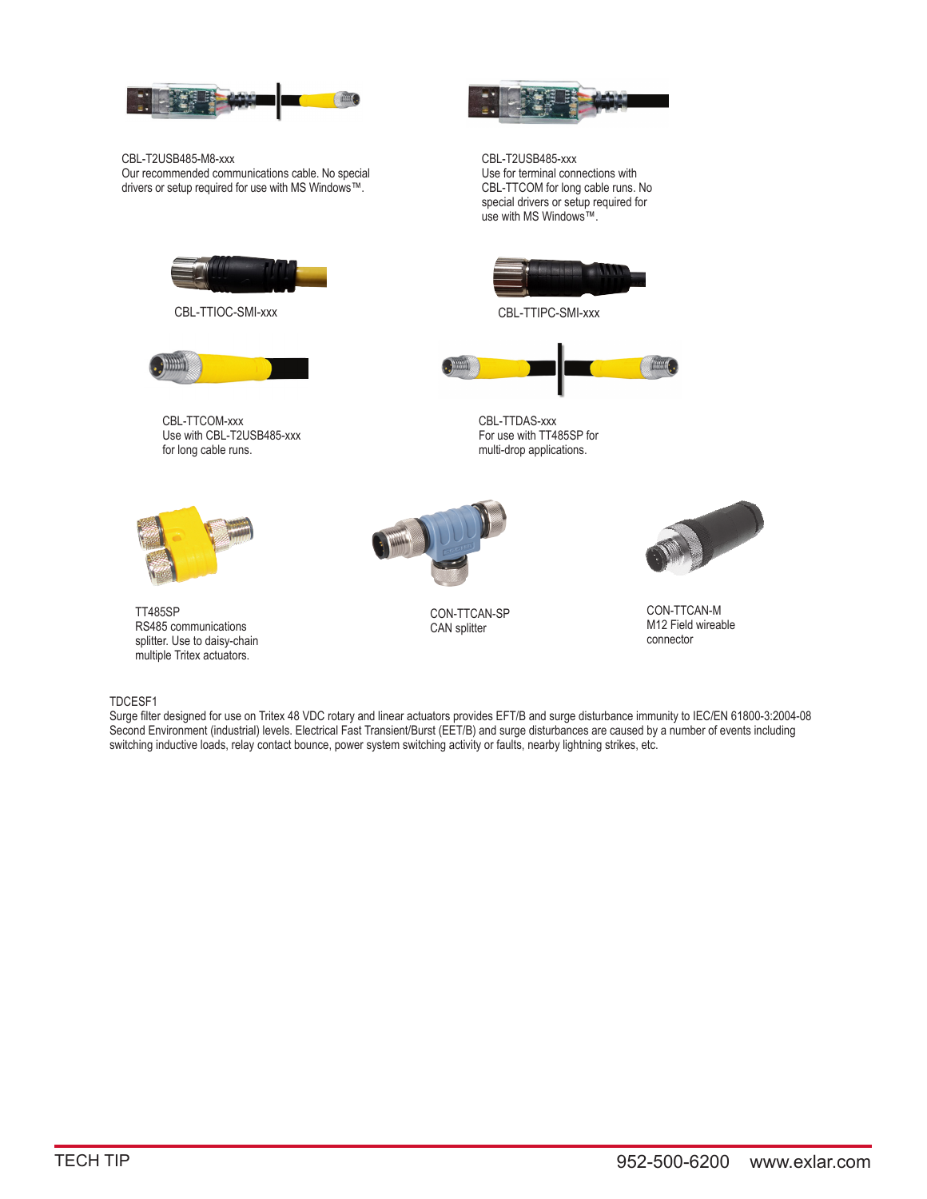CBL-T2USB485-M8-xxx
Our recommended communications cable. No special drivers or setup required for use with MS Windows™.

CBL-T2USB485-xxx
Use for terminal connections with CBL-TTCOM for long cable runs. No special drivers or setup required for use with MS Windows™.

CBL-TTIOC-SMI-xxx

CBL-TTIPC-SMI-xxx

CBL-TTCOM-xxx
Use with CBL-T2USB485-xxx for long cable runs.

CBL-TTDAS-xxx
For use with TT485SP for multi-drop applications.

TT485SP
RS485 communications splitter. Use to daisy-chain multiple Tritex actuators.

CON-TTCAN-SP
CAN splitter

CON-TTCAN-M
M12 Field wireable connector

TDCESF1
Surge filter designed for use on Tritex 48 VDC rotary and linear actuators provides EFT/B and surge disturbance immunity to IEC/EN 61800-3:2004-08 Second Environment (industrial) levels. Electrical Fast Transient/Burst (EET/B) and surge disturbances are caused by a number of events including switching inductive loads, relay contact bounce, power system switching activity or faults, nearby lightning strikes, etc.